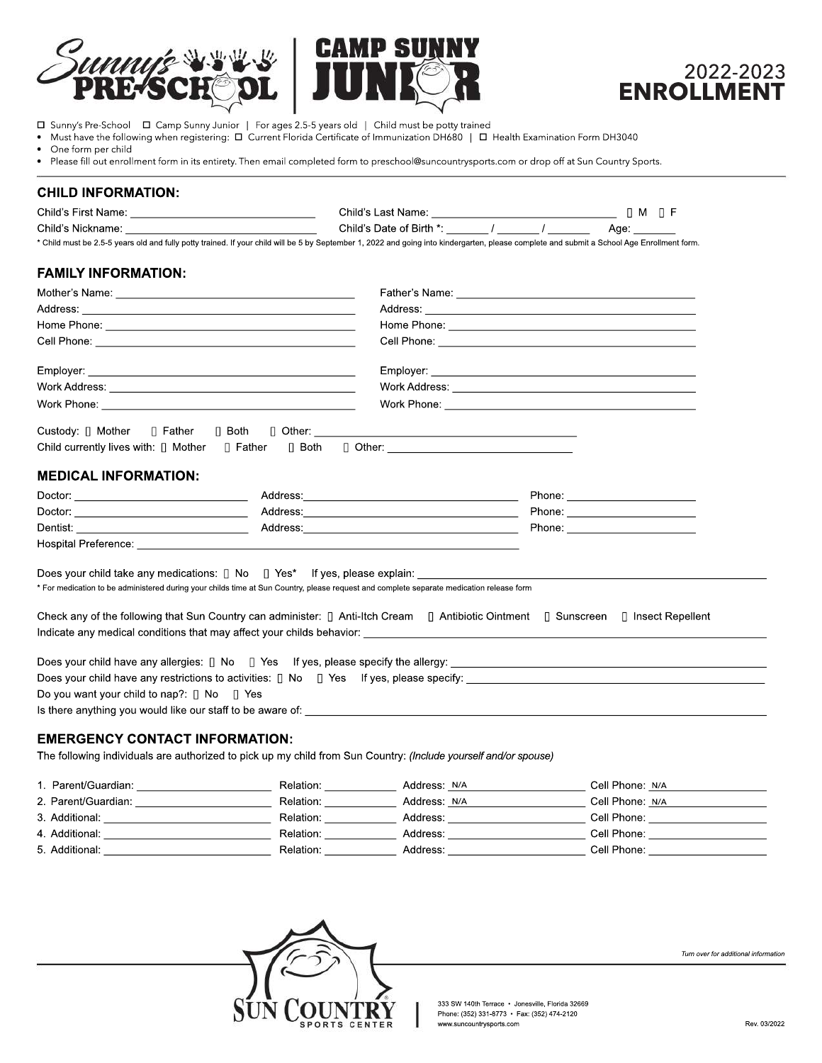# Sunny's Pre-School | Camp Sunny Junior

## 2022-2023 ENROLLMENT

☐ Sunny's Pre-School ☐ Camp Sunny Junior | For ages 2.5-5 years old | Child must be potty trained

- Must have the following when registering: ☐ Current Florida Certificate of Immunization DH680 | ☐ Health Examination Form DH3040
- One form per child
- Please fill out enrollment form in its entirety. Then email completed form to preschool@suncountrysports.com or drop off at Sun Country Sports.

## CHILD INFORMATION:

Child's First Name: ______________________ Child's Last Name: ______________________ ☐ M ☐ F

Child's Nickname: ______________________ Child's Date of Birth *: _____ / _____ / _____ Age: _____

\* Child must be 2.5-5 years old and fully potty trained. If your child will be 5 by September 1, 2022 and going into kindergarten, please complete and submit a School Age Enrollment form.

## FAMILY INFORMATION:

Mother's Name: ______________________ Father's Name: ______________________

Address: ______________________ Address: ______________________

Home Phone: ______________________ Home Phone: ______________________

Cell Phone: ______________________ Cell Phone: ______________________

Employer: ______________________ Employer: ______________________

Work Address: ______________________ Work Address: ______________________

Work Phone: ______________________ Work Phone: ______________________

Custody: ☐ Mother ☐ Father ☐ Both ☐ Other: ______________________

Child currently lives with: ☐ Mother ☐ Father ☐ Both ☐ Other: ______________________

## MEDICAL INFORMATION:

Doctor: ______________ Address: ______________________ Phone: ______________

Doctor: ______________ Address: ______________________ Phone: ______________

Dentist: ______________ Address: ______________________ Phone: ______________

Hospital Preference: ______________________

Does your child take any medications: ☐ No ☐ Yes* If yes, please explain: ______________________

\* For medication to be administered during your childs time at Sun Country, please request and complete separate medication release form

Check any of the following that Sun Country can administer: ☐ Anti-Itch Cream ☐ Antibiotic Ointment ☐ Sunscreen ☐ Insect Repellent

Indicate any medical conditions that may affect your childs behavior: ______________________

Does your child have any allergies: ☐ No ☐ Yes If yes, please specify the allergy: ______________________

Does your child have any restrictions to activities: ☐ No ☐ Yes If yes, please specify: ______________________

Do you want your child to nap?: ☐ No ☐ Yes

Is there anything you would like our staff to be aware of: ______________________

## EMERGENCY CONTACT INFORMATION:

The following individuals are authorized to pick up my child from Sun Country: *(Include yourself and/or spouse)*

1. Parent/Guardian: ______________ Relation: ________ Address: N/A Cell Phone: N/A
2. Parent/Guardian: ______________ Relation: ________ Address: N/A Cell Phone: N/A
3. Additional: ______________ Relation: ________ Address: ______________ Cell Phone: ______________
4. Additional: ______________ Relation: ________ Address: ______________ Cell Phone: ______________
5. Additional: ______________ Relation: ________ Address: ______________ Cell Phone: ______________

*Turn over for additional information*

Sun Country Sports Center

333 SW 140th Terrace • Jonesville, Florida 32669
Phone: (352) 331-8773 • Fax: (352) 474-2120
www.suncountrysports.com

Rev. 03/2022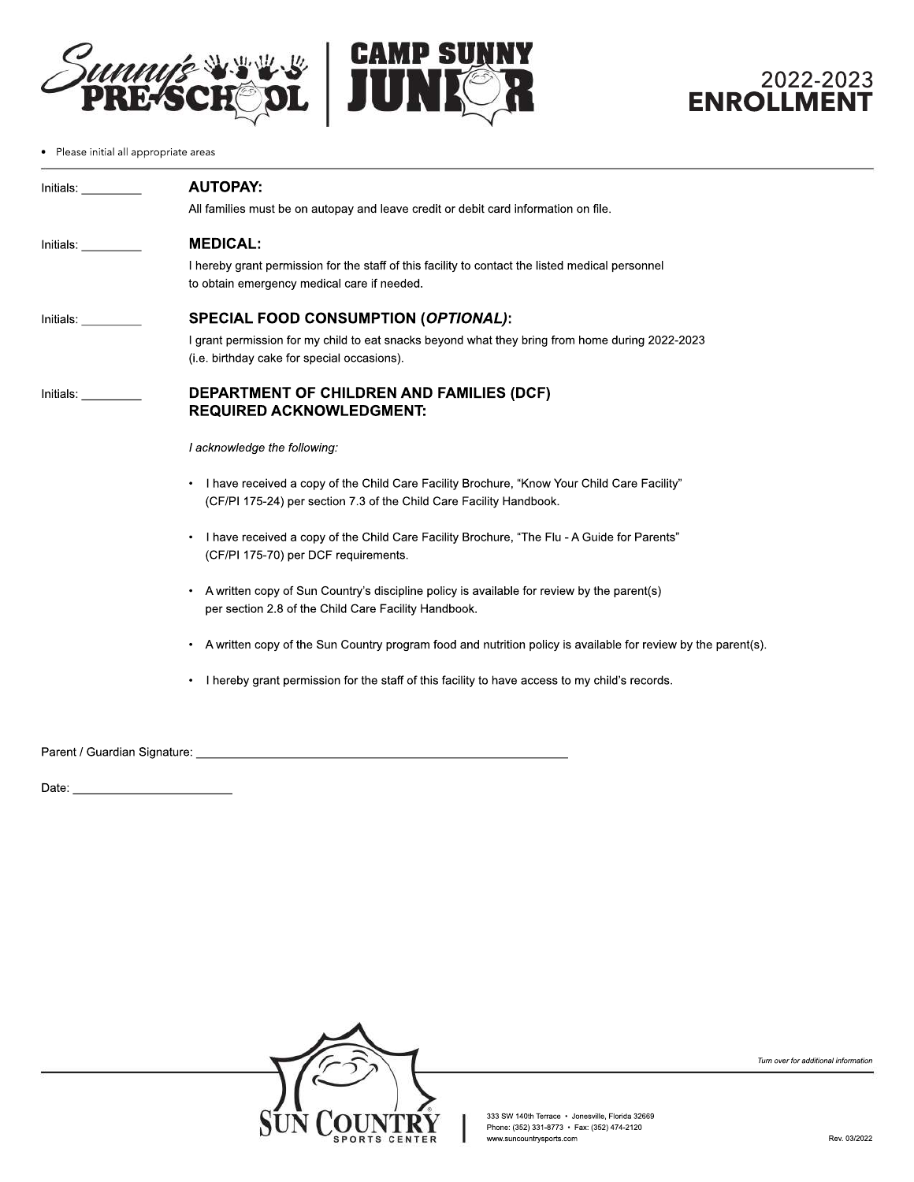Sunny's PRE-SCHOOL | CAMP SUNNY JUNIOR

# 2022-2023 ENROLLMENT

- Please initial all appropriate areas

---

Initials: _________ **AUTOPAY:**

All families must be on autopay and leave credit or debit card information on file.

Initials: _________ **MEDICAL:**

I hereby grant permission for the staff of this facility to contact the listed medical personnel to obtain emergency medical care if needed.

Initials: _________ **SPECIAL FOOD CONSUMPTION (*OPTIONAL*):**

I grant permission for my child to eat snacks beyond what they bring from home during 2022-2023 (i.e. birthday cake for special occasions).

Initials: _________ **DEPARTMENT OF CHILDREN AND FAMILIES (DCF) REQUIRED ACKNOWLEDGMENT:**

*I acknowledge the following:*

- I have received a copy of the Child Care Facility Brochure, "Know Your Child Care Facility" (CF/PI 175-24) per section 7.3 of the Child Care Facility Handbook.
- I have received a copy of the Child Care Facility Brochure, "The Flu - A Guide for Parents" (CF/PI 175-70) per DCF requirements.
- A written copy of Sun Country's discipline policy is available for review by the parent(s) per section 2.8 of the Child Care Facility Handbook.
- A written copy of the Sun Country program food and nutrition policy is available for review by the parent(s).
- I hereby grant permission for the staff of this facility to have access to my child's records.

Parent / Guardian Signature: ________________________________________

Date: ____________________

*Turn over for additional information*

SUN COUNTRY SPORTS CENTER

333 SW 140th Terrace • Jonesville, Florida 32669
Phone: (352) 331-8773 • Fax: (352) 474-2120
www.suncountrysports.com

Rev. 03/2022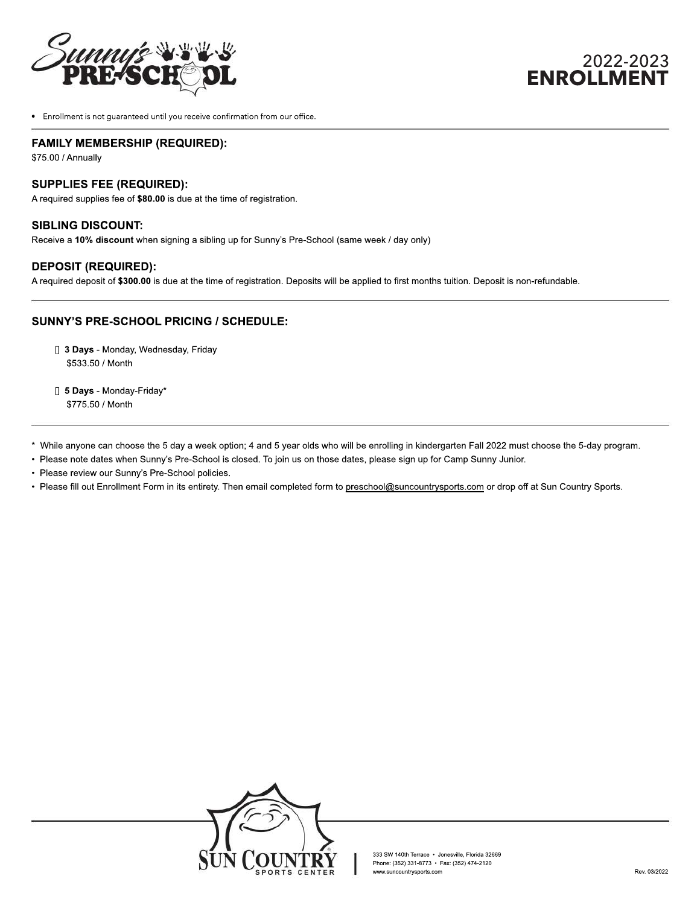# 2022-2023 ENROLLMENT

- Enrollment is not guaranteed until you receive confirmation from our office.

## FAMILY MEMBERSHIP (REQUIRED):

$75.00 / Annually

## SUPPLIES FEE (REQUIRED):

A required supplies fee of **$80.00** is due at the time of registration.

## SIBLING DISCOUNT:

Receive a **10% discount** when signing a sibling up for Sunny's Pre-School (same week / day only)

## DEPOSIT (REQUIRED):

A required deposit of **$300.00** is due at the time of registration. Deposits will be applied to first months tuition. Deposit is non-refundable.

## SUNNY'S PRE-SCHOOL PRICING / SCHEDULE:

- ☐ **3 Days** - Monday, Wednesday, Friday
  $533.50 / Month

- ☐ **5 Days** - Monday-Friday*
  $775.50 / Month

\* While anyone can choose the 5 day a week option; 4 and 5 year olds who will be enrolling in kindergarten Fall 2022 must choose the 5-day program.

- Please note dates when Sunny's Pre-School is closed. To join us on those dates, please sign up for Camp Sunny Junior.
- Please review our Sunny's Pre-School policies.
- Please fill out Enrollment Form in its entirety. Then email completed form to preschool@suncountrysports.com or drop off at Sun Country Sports.

333 SW 140th Terrace • Jonesville, Florida 32669
Phone: (352) 331-8773 • Fax: (352) 474-2120
www.suncountrysports.com

Rev. 03/2022